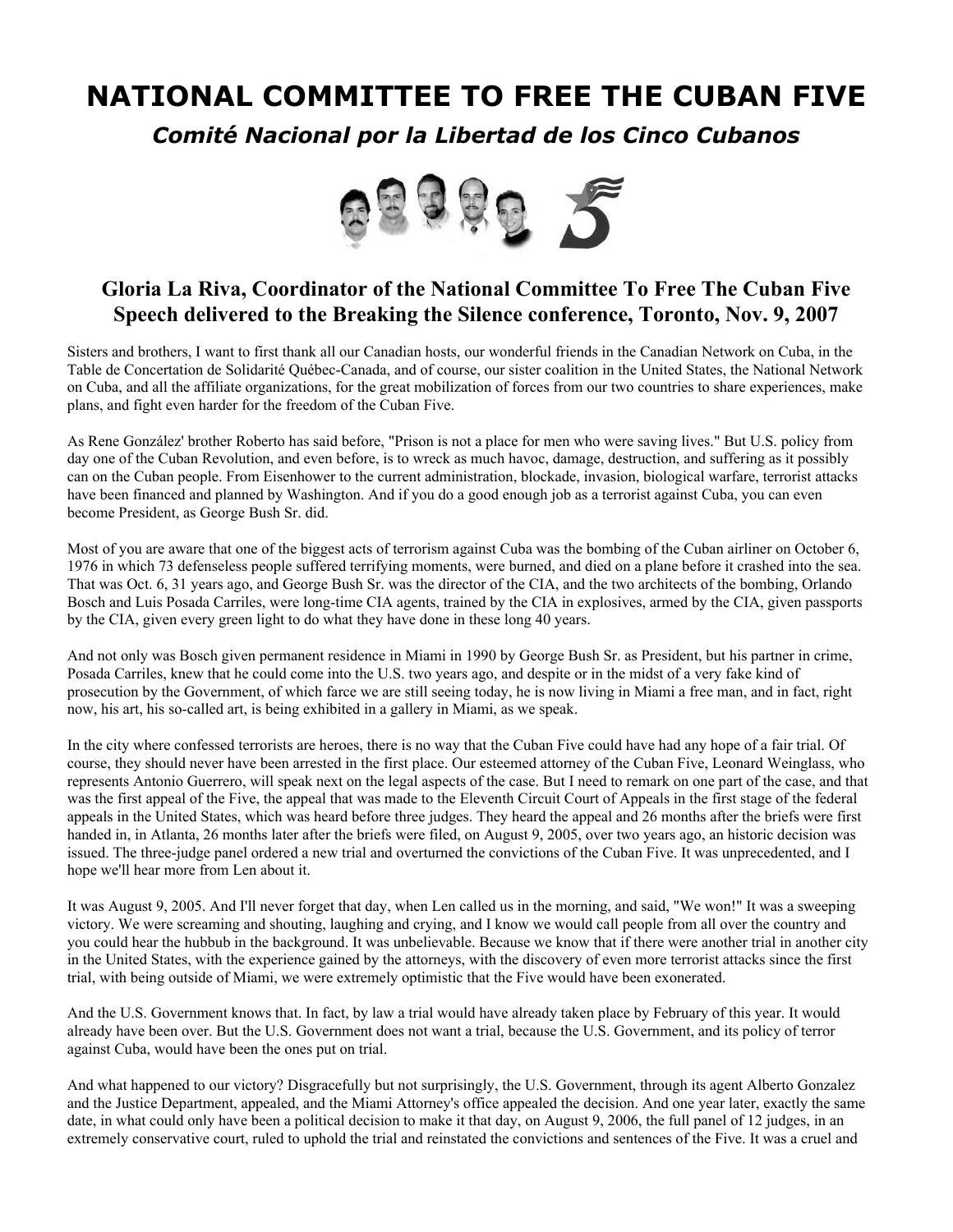# NATIONAL COMMITTEE TO FREE THE CUBAN FIVE

## *Comité Nacional por la Libertad de los Cinco Cubanos*

### Gloria La Riva, Coordinator of the National Committee To Free The Cuban Five
### Speech delivered to the Breaking the Silence conference, Toronto, Nov. 9, 2007

Sisters and brothers, I want to first thank all our Canadian hosts, our wonderful friends in the Canadian Network on Cuba, in the Table de Concertation de Solidarité Québec-Canada, and of course, our sister coalition in the United States, the National Network on Cuba, and all the affiliate organizations, for the great mobilization of forces from our two countries to share experiences, make plans, and fight even harder for the freedom of the Cuban Five.

As Rene González' brother Roberto has said before, "Prison is not a place for men who were saving lives." But U.S. policy from day one of the Cuban Revolution, and even before, is to wreck as much havoc, damage, destruction, and suffering as it possibly can on the Cuban people. From Eisenhower to the current administration, blockade, invasion, biological warfare, terrorist attacks have been financed and planned by Washington. And if you do a good enough job as a terrorist against Cuba, you can even become President, as George Bush Sr. did.

Most of you are aware that one of the biggest acts of terrorism against Cuba was the bombing of the Cuban airliner on October 6, 1976 in which 73 defenseless people suffered terrifying moments, were burned, and died on a plane before it crashed into the sea. That was Oct. 6, 31 years ago, and George Bush Sr. was the director of the CIA, and the two architects of the bombing, Orlando Bosch and Luis Posada Carriles, were long-time CIA agents, trained by the CIA in explosives, armed by the CIA, given passports by the CIA, given every green light to do what they have done in these long 40 years.

And not only was Bosch given permanent residence in Miami in 1990 by George Bush Sr. as President, but his partner in crime, Posada Carriles, knew that he could come into the U.S. two years ago, and despite or in the midst of a very fake kind of prosecution by the Government, of which farce we are still seeing today, he is now living in Miami a free man, and in fact, right now, his art, his so-called art, is being exhibited in a gallery in Miami, as we speak.

In the city where confessed terrorists are heroes, there is no way that the Cuban Five could have had any hope of a fair trial. Of course, they should never have been arrested in the first place. Our esteemed attorney of the Cuban Five, Leonard Weinglass, who represents Antonio Guerrero, will speak next on the legal aspects of the case. But I need to remark on one part of the case, and that was the first appeal of the Five, the appeal that was made to the Eleventh Circuit Court of Appeals in the first stage of the federal appeals in the United States, which was heard before three judges. They heard the appeal and 26 months after the briefs were first handed in, in Atlanta, 26 months later after the briefs were filed, on August 9, 2005, over two years ago, an historic decision was issued. The three-judge panel ordered a new trial and overturned the convictions of the Cuban Five. It was unprecedented, and I hope we'll hear more from Len about it.

It was August 9, 2005. And I'll never forget that day, when Len called us in the morning, and said, "We won!" It was a sweeping victory. We were screaming and shouting, laughing and crying, and I know we would call people from all over the country and you could hear the hubbub in the background. It was unbelievable. Because we know that if there were another trial in another city in the United States, with the experience gained by the attorneys, with the discovery of even more terrorist attacks since the first trial, with being outside of Miami, we were extremely optimistic that the Five would have been exonerated.

And the U.S. Government knows that. In fact, by law a trial would have already taken place by February of this year. It would already have been over. But the U.S. Government does not want a trial, because the U.S. Government, and its policy of terror against Cuba, would have been the ones put on trial.

And what happened to our victory? Disgracefully but not surprisingly, the U.S. Government, through its agent Alberto Gonzalez and the Justice Department, appealed, and the Miami Attorney's office appealed the decision. And one year later, exactly the same date, in what could only have been a political decision to make it that day, on August 9, 2006, the full panel of 12 judges, in an extremely conservative court, ruled to uphold the trial and reinstated the convictions and sentences of the Five. It was a cruel and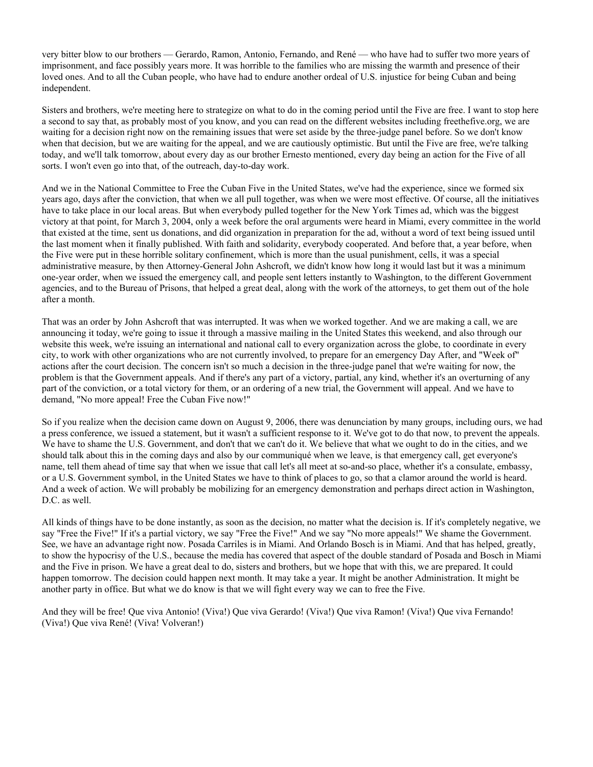very bitter blow to our brothers — Gerardo, Ramon, Antonio, Fernando, and René — who have had to suffer two more years of imprisonment, and face possibly years more. It was horrible to the families who are missing the warmth and presence of their loved ones. And to all the Cuban people, who have had to endure another ordeal of U.S. injustice for being Cuban and being independent.

Sisters and brothers, we're meeting here to strategize on what to do in the coming period until the Five are free. I want to stop here a second to say that, as probably most of you know, and you can read on the different websites including freethefive.org, we are waiting for a decision right now on the remaining issues that were set aside by the three-judge panel before. So we don't know when that decision, but we are waiting for the appeal, and we are cautiously optimistic. But until the Five are free, we're talking today, and we'll talk tomorrow, about every day as our brother Ernesto mentioned, every day being an action for the Five of all sorts. I won't even go into that, of the outreach, day-to-day work.

And we in the National Committee to Free the Cuban Five in the United States, we've had the experience, since we formed six years ago, days after the conviction, that when we all pull together, was when we were most effective. Of course, all the initiatives have to take place in our local areas. But when everybody pulled together for the New York Times ad, which was the biggest victory at that point, for March 3, 2004, only a week before the oral arguments were heard in Miami, every committee in the world that existed at the time, sent us donations, and did organization in preparation for the ad, without a word of text being issued until the last moment when it finally published. With faith and solidarity, everybody cooperated. And before that, a year before, when the Five were put in these horrible solitary confinement, which is more than the usual punishment, cells, it was a special administrative measure, by then Attorney-General John Ashcroft, we didn't know how long it would last but it was a minimum one-year order, when we issued the emergency call, and people sent letters instantly to Washington, to the different Government agencies, and to the Bureau of Prisons, that helped a great deal, along with the work of the attorneys, to get them out of the hole after a month.

That was an order by John Ashcroft that was interrupted. It was when we worked together. And we are making a call, we are announcing it today, we're going to issue it through a massive mailing in the United States this weekend, and also through our website this week, we're issuing an international and national call to every organization across the globe, to coordinate in every city, to work with other organizations who are not currently involved, to prepare for an emergency Day After, and "Week of" actions after the court decision. The concern isn't so much a decision in the three-judge panel that we're waiting for now, the problem is that the Government appeals. And if there's any part of a victory, partial, any kind, whether it's an overturning of any part of the conviction, or a total victory for them, or an ordering of a new trial, the Government will appeal. And we have to demand, "No more appeal! Free the Cuban Five now!"

So if you realize when the decision came down on August 9, 2006, there was denunciation by many groups, including ours, we had a press conference, we issued a statement, but it wasn't a sufficient response to it. We've got to do that now, to prevent the appeals. We have to shame the U.S. Government, and don't that we can't do it. We believe that what we ought to do in the cities, and we should talk about this in the coming days and also by our communiqué when we leave, is that emergency call, get everyone's name, tell them ahead of time say that when we issue that call let's all meet at so-and-so place, whether it's a consulate, embassy, or a U.S. Government symbol, in the United States we have to think of places to go, so that a clamor around the world is heard. And a week of action. We will probably be mobilizing for an emergency demonstration and perhaps direct action in Washington, D.C. as well.

All kinds of things have to be done instantly, as soon as the decision, no matter what the decision is. If it's completely negative, we say "Free the Five!" If it's a partial victory, we say "Free the Five!" And we say "No more appeals!" We shame the Government. See, we have an advantage right now. Posada Carriles is in Miami. And Orlando Bosch is in Miami. And that has helped, greatly, to show the hypocrisy of the U.S., because the media has covered that aspect of the double standard of Posada and Bosch in Miami and the Five in prison. We have a great deal to do, sisters and brothers, but we hope that with this, we are prepared. It could happen tomorrow. The decision could happen next month. It may take a year. It might be another Administration. It might be another party in office. But what we do know is that we will fight every way we can to free the Five.

And they will be free! Que viva Antonio! (Viva!) Que viva Gerardo! (Viva!) Que viva Ramon! (Viva!) Que viva Fernando! (Viva!) Que viva René! (Viva! Volveran!)